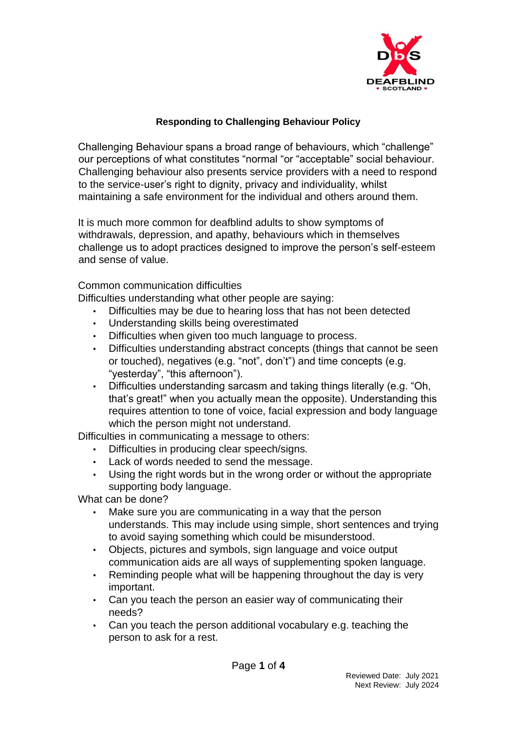# Responding to Challenging Behaviour Policy

Challenging Behaviour spans a broad range of behaviours, which “challenge” our perceptions of what constitutes “normal “or “acceptable” social behaviour. Challenging behaviour also presents service providers with a need to respond to the service-user’s right to dignity, privacy and individuality, whilst maintaining a safe environment for the individual and others around them.

It is much more common for deafblind adults to show symptoms of withdrawals, depression, and apathy, behaviours which in themselves challenge us to adopt practices designed to improve the person’s self-esteem and sense of value.

Common communication difficulties

Difficulties understanding what other people are saying:

- Difficulties may be due to hearing loss that has not been detected
- Understanding skills being overestimated
- Difficulties when given too much language to process.
- Difficulties understanding abstract concepts (things that cannot be seen or touched), negatives (e.g. “not”, don’t”) and time concepts (e.g. “yesterday”, “this afternoon”).
- Difficulties understanding sarcasm and taking things literally (e.g. “Oh, that’s great!” when you actually mean the opposite). Understanding this requires attention to tone of voice, facial expression and body language which the person might not understand.

Difficulties in communicating a message to others:

- Difficulties in producing clear speech/signs.
- Lack of words needed to send the message.
- Using the right words but in the wrong order or without the appropriate supporting body language.

What can be done?

- Make sure you are communicating in a way that the person understands. This may include using simple, short sentences and trying to avoid saying something which could be misunderstood.
- Objects, pictures and symbols, sign language and voice output communication aids are all ways of supplementing spoken language.
- Reminding people what will be happening throughout the day is very important.
- Can you teach the person an easier way of communicating their needs?
- Can you teach the person additional vocabulary e.g. teaching the person to ask for a rest.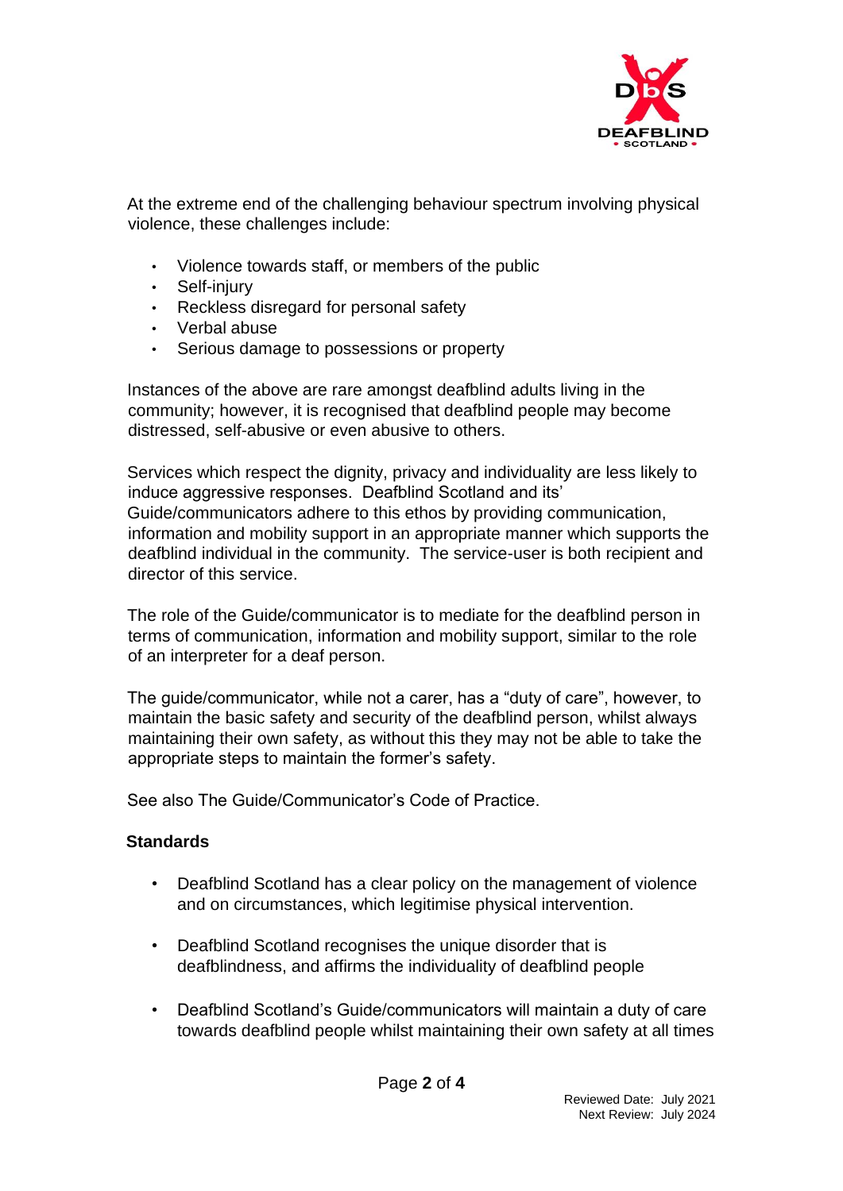At the extreme end of the challenging behaviour spectrum involving physical violence, these challenges include:

- Violence towards staff, or members of the public
- Self-injury
- Reckless disregard for personal safety
- Verbal abuse
- Serious damage to possessions or property

Instances of the above are rare amongst deafblind adults living in the community; however, it is recognised that deafblind people may become distressed, self-abusive or even abusive to others.

Services which respect the dignity, privacy and individuality are less likely to induce aggressive responses. Deafblind Scotland and its' Guide/communicators adhere to this ethos by providing communication, information and mobility support in an appropriate manner which supports the deafblind individual in the community. The service-user is both recipient and director of this service.

The role of the Guide/communicator is to mediate for the deafblind person in terms of communication, information and mobility support, similar to the role of an interpreter for a deaf person.

The guide/communicator, while not a carer, has a "duty of care", however, to maintain the basic safety and security of the deafblind person, whilst always maintaining their own safety, as without this they may not be able to take the appropriate steps to maintain the former's safety.

See also The Guide/Communicator's Code of Practice.

**Standards**

- Deafblind Scotland has a clear policy on the management of violence and on circumstances, which legitimise physical intervention.

- Deafblind Scotland recognises the unique disorder that is deafblindness, and affirms the individuality of deafblind people

- Deafblind Scotland's Guide/communicators will maintain a duty of care towards deafblind people whilst maintaining their own safety at all times

Reviewed Date: July 2021
Next Review: July 2024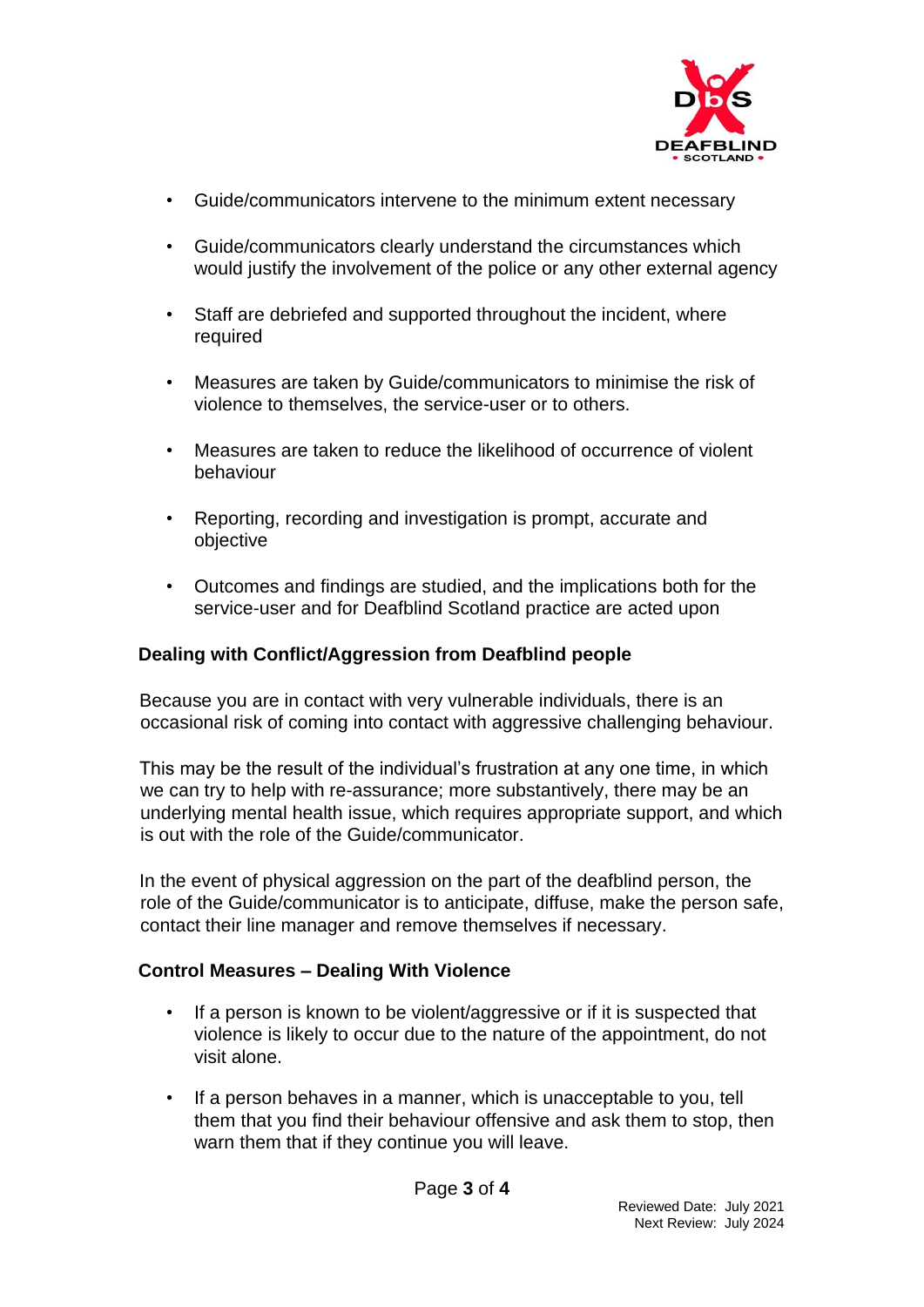- Guide/communicators intervene to the minimum extent necessary
- Guide/communicators clearly understand the circumstances which would justify the involvement of the police or any other external agency
- Staff are debriefed and supported throughout the incident, where required
- Measures are taken by Guide/communicators to minimise the risk of violence to themselves, the service-user or to others.
- Measures are taken to reduce the likelihood of occurrence of violent behaviour
- Reporting, recording and investigation is prompt, accurate and objective
- Outcomes and findings are studied, and the implications both for the service-user and for Deafblind Scotland practice are acted upon

**Dealing with Conflict/Aggression from Deafblind people**

Because you are in contact with very vulnerable individuals, there is an occasional risk of coming into contact with aggressive challenging behaviour.

This may be the result of the individual's frustration at any one time, in which we can try to help with re-assurance; more substantively, there may be an underlying mental health issue, which requires appropriate support, and which is out with the role of the Guide/communicator.

In the event of physical aggression on the part of the deafblind person, the role of the Guide/communicator is to anticipate, diffuse, make the person safe, contact their line manager and remove themselves if necessary.

**Control Measures – Dealing With Violence**

- If a person is known to be violent/aggressive or if it is suspected that violence is likely to occur due to the nature of the appointment, do not visit alone.
- If a person behaves in a manner, which is unacceptable to you, tell them that you find their behaviour offensive and ask them to stop, then warn them that if they continue you will leave.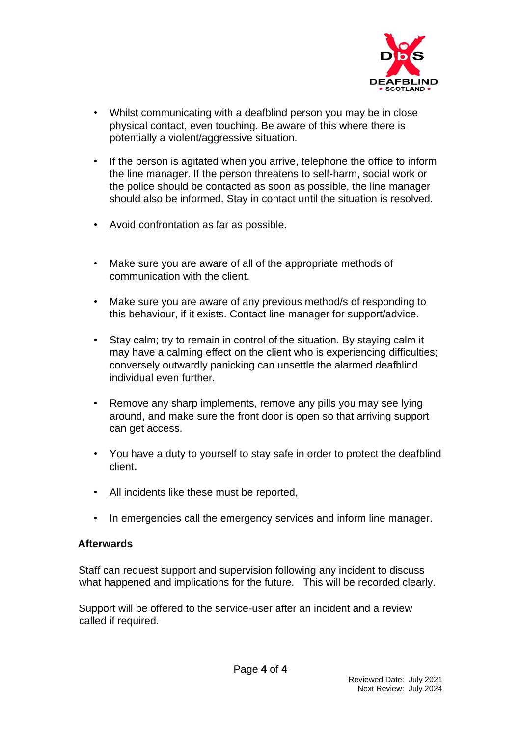- Whilst communicating with a deafblind person you may be in close physical contact, even touching. Be aware of this where there is potentially a violent/aggressive situation.

- If the person is agitated when you arrive, telephone the office to inform the line manager. If the person threatens to self-harm, social work or the police should be contacted as soon as possible, the line manager should also be informed. Stay in contact until the situation is resolved.

- Avoid confrontation as far as possible.

- Make sure you are aware of all of the appropriate methods of communication with the client.

- Make sure you are aware of any previous method/s of responding to this behaviour, if it exists. Contact line manager for support/advice.

- Stay calm; try to remain in control of the situation. By staying calm it may have a calming effect on the client who is experiencing difficulties; conversely outwardly panicking can unsettle the alarmed deafblind individual even further.

- Remove any sharp implements, remove any pills you may see lying around, and make sure the front door is open so that arriving support can get access.

- You have a duty to yourself to stay safe in order to protect the deafblind client**.**

- All incidents like these must be reported,

- In emergencies call the emergency services and inform line manager.

**Afterwards**

Staff can request support and supervision following any incident to discuss what happened and implications for the future. This will be recorded clearly.

Support will be offered to the service-user after an incident and a review called if required.

Reviewed Date: July 2021
Next Review: July 2024